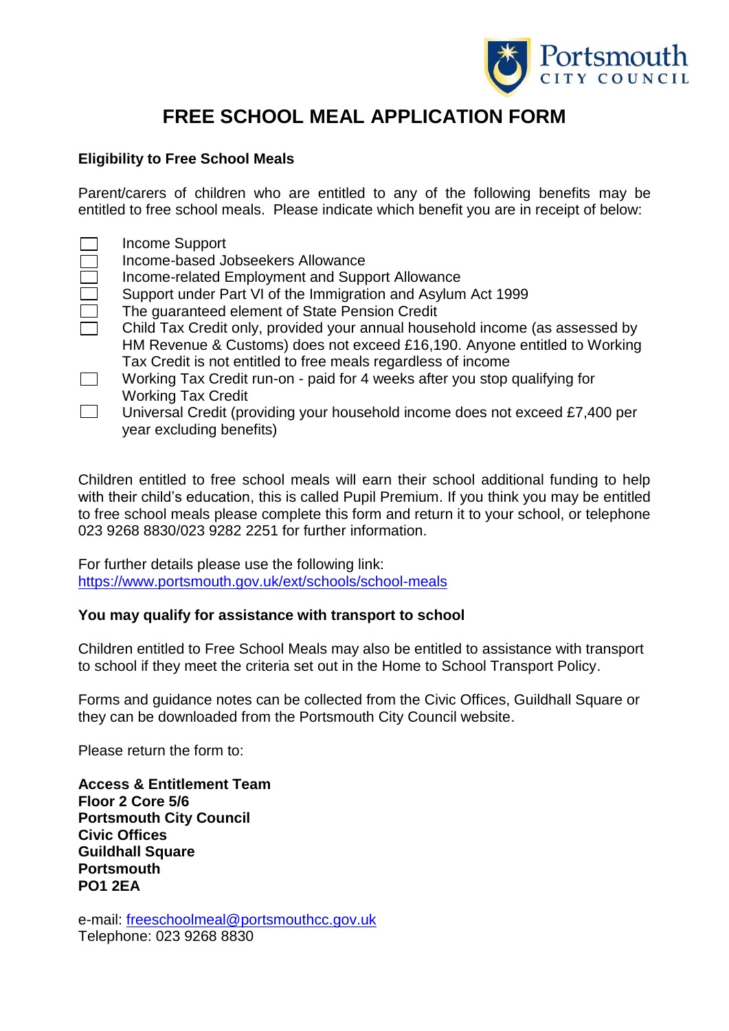Portsmouth CITY COUNCIL

# FREE SCHOOL MEAL APPLICATION FORM

**Eligibility to Free School Meals**

Parent/carers of children who are entitled to any of the following benefits may be entitled to free school meals. Please indicate which benefit you are in receipt of below:

- ☐ Income Support
- ☐ Income-based Jobseekers Allowance
- ☐ Income-related Employment and Support Allowance
- ☐ Support under Part VI of the Immigration and Asylum Act 1999
- ☐ The guaranteed element of State Pension Credit
- ☐ Child Tax Credit only, provided your annual household income (as assessed by HM Revenue & Customs) does not exceed £16,190. Anyone entitled to Working Tax Credit is not entitled to free meals regardless of income
- ☐ Working Tax Credit run-on - paid for 4 weeks after you stop qualifying for Working Tax Credit
- ☐ Universal Credit (providing your household income does not exceed £7,400 per year excluding benefits)

Children entitled to free school meals will earn their school additional funding to help with their child's education, this is called Pupil Premium. If you think you may be entitled to free school meals please complete this form and return it to your school, or telephone 023 9268 8830/023 9282 2251 for further information.

For further details please use the following link:
https://www.portsmouth.gov.uk/ext/schools/school-meals

**You may qualify for assistance with transport to school**

Children entitled to Free School Meals may also be entitled to assistance with transport to school if they meet the criteria set out in the Home to School Transport Policy.

Forms and guidance notes can be collected from the Civic Offices, Guildhall Square or they can be downloaded from the Portsmouth City Council website.

Please return the form to:

**Access & Entitlement Team**
**Floor 2 Core 5/6**
**Portsmouth City Council**
**Civic Offices**
**Guildhall Square**
**Portsmouth**
**PO1 2EA**

e-mail: freeschoolmeal@portsmouthcc.gov.uk
Telephone: 023 9268 8830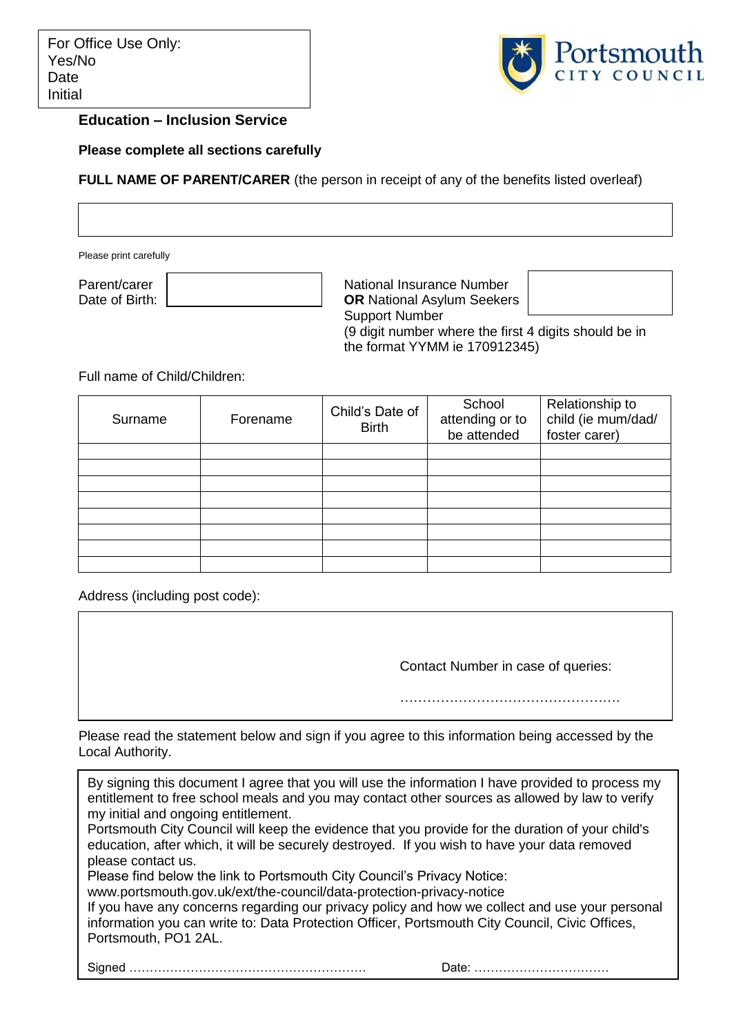For Office Use Only:
Yes/No
Date
Initial

Portsmouth CITY COUNCIL

**Education – Inclusion Service**

**Please complete all sections carefully**

**FULL NAME OF PARENT/CARER** (the person in receipt of any of the benefits listed overleaf)

Please print carefully

Parent/carer Date of Birth:

National Insurance Number **OR** National Asylum Seekers Support Number (9 digit number where the first 4 digits should be in the format YYMM ie 170912345)

Full name of Child/Children:

| Surname | Forename | Child's Date of Birth | School attending or to be attended | Relationship to child (ie mum/dad/ foster carer) |
|---|---|---|---|---|
| | | | | |
| | | | | |
| | | | | |
| | | | | |
| | | | | |
| | | | | |
| | | | | |
| | | | | |

Address (including post code):

Contact Number in case of queries: …………………………………………

Please read the statement below and sign if you agree to this information being accessed by the Local Authority.

By signing this document I agree that you will use the information I have provided to process my entitlement to free school meals and you may contact other sources as allowed by law to verify my initial and ongoing entitlement.
Portsmouth City Council will keep the evidence that you provide for the duration of your child's education, after which, it will be securely destroyed. If you wish to have your data removed please contact us.
Please find below the link to Portsmouth City Council's Privacy Notice:
www.portsmouth.gov.uk/ext/the-council/data-protection-privacy-notice
If you have any concerns regarding our privacy policy and how we collect and use your personal information you can write to: Data Protection Officer, Portsmouth City Council, Civic Offices, Portsmouth, PO1 2AL.

Signed ………………………………………………….  Date: ……………………………